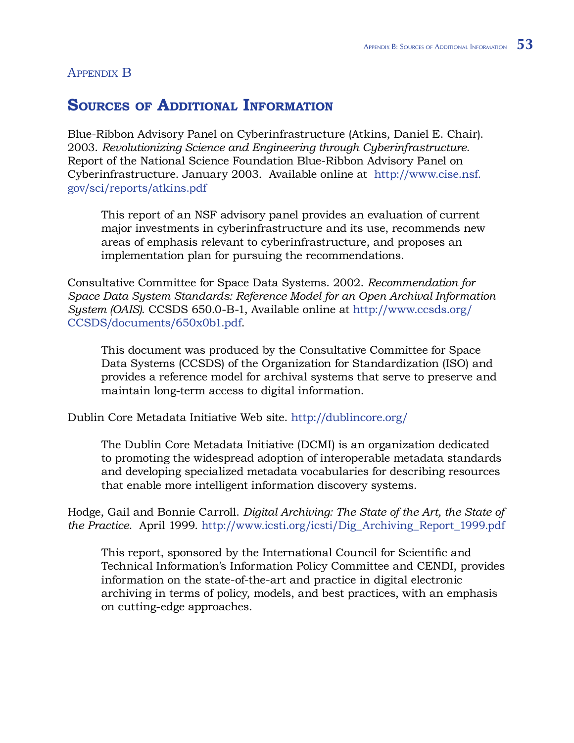Appendix B

# Sources of Additional Information

Blue-Ribbon Advisory Panel on Cyberinfrastructure (Atkins, Daniel E. Chair). 2003. *Revolutionizing Science and Engineering through Cyberinfrastructure*. Report of the National Science Foundation Blue-Ribbon Advisory Panel on Cyberinfrastructure. January 2003. Available online at http://www.cise.nsf.gov/sci/reports/atkins.pdf

> This report of an NSF advisory panel provides an evaluation of current major investments in cyberinfrastructure and its use, recommends new areas of emphasis relevant to cyberinfrastructure, and proposes an implementation plan for pursuing the recommendations.

Consultative Committee for Space Data Systems. 2002. *Recommendation for Space Data System Standards: Reference Model for an Open Archival Information System (OAIS)*. CCSDS 650.0-B-1, Available online at http://www.ccsds.org/CCSDS/documents/650x0b1.pdf.

> This document was produced by the Consultative Committee for Space Data Systems (CCSDS) of the Organization for Standardization (ISO) and provides a reference model for archival systems that serve to preserve and maintain long-term access to digital information.

Dublin Core Metadata Initiative Web site. http://dublincore.org/

> The Dublin Core Metadata Initiative (DCMI) is an organization dedicated to promoting the widespread adoption of interoperable metadata standards and developing specialized metadata vocabularies for describing resources that enable more intelligent information discovery systems.

Hodge, Gail and Bonnie Carroll. *Digital Archiving: The State of the Art, the State of the Practice*. April 1999. http://www.icsti.org/icsti/Dig_Archiving_Report_1999.pdf

> This report, sponsored by the International Council for Scientific and Technical Information's Information Policy Committee and CENDI, provides information on the state-of-the-art and practice in digital electronic archiving in terms of policy, models, and best practices, with an emphasis on cutting-edge approaches.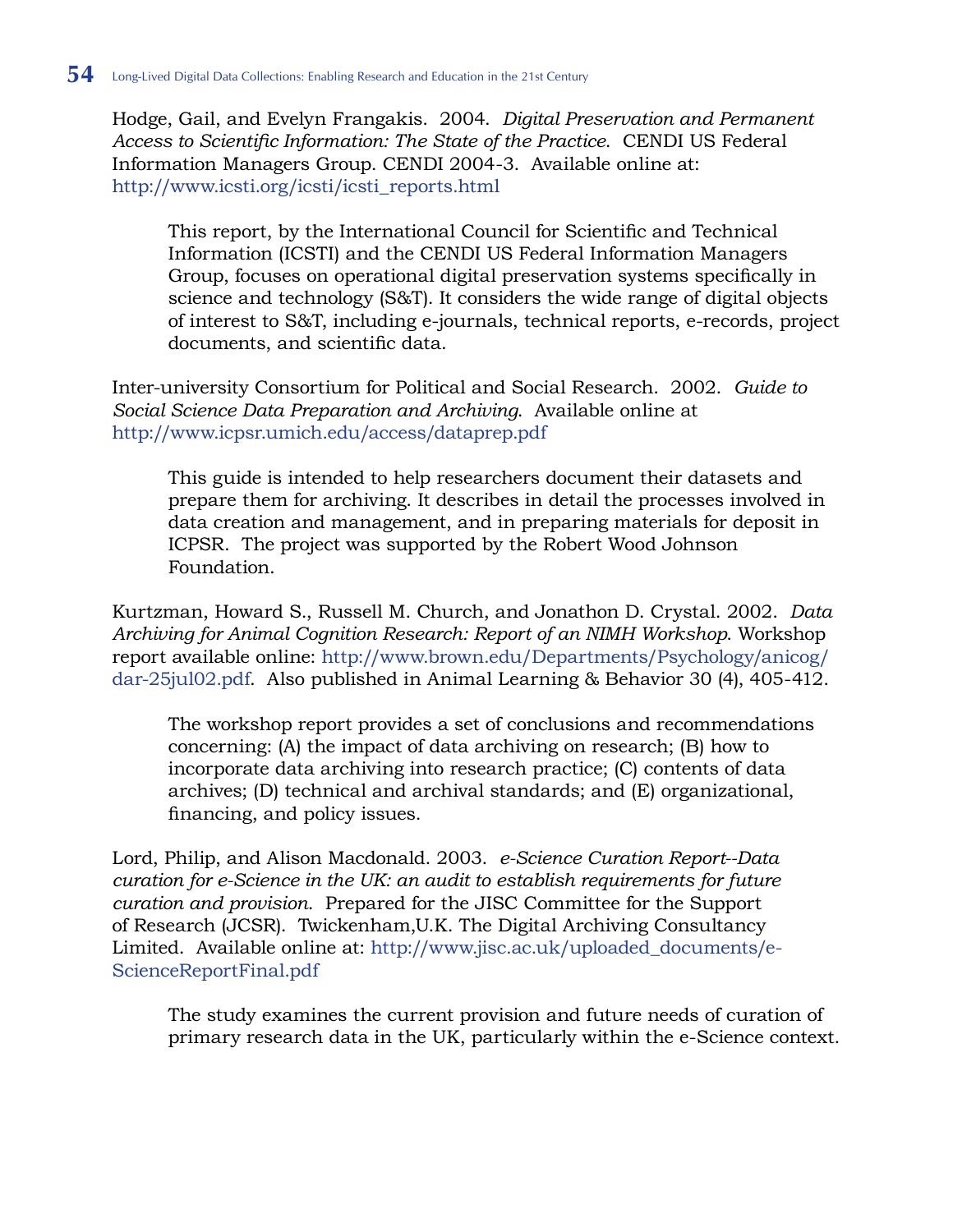Hodge, Gail, and Evelyn Frangakis. 2004. *Digital Preservation and Permanent Access to Scientific Information: The State of the Practice*. CENDI US Federal Information Managers Group. CENDI 2004-3. Available online at: http://www.icsti.org/icsti/icsti_reports.html

> This report, by the International Council for Scientific and Technical Information (ICSTI) and the CENDI US Federal Information Managers Group, focuses on operational digital preservation systems specifically in science and technology (S&T). It considers the wide range of digital objects of interest to S&T, including e-journals, technical reports, e-records, project documents, and scientific data.

Inter-university Consortium for Political and Social Research. 2002. *Guide to Social Science Data Preparation and Archiving*. Available online at http://www.icpsr.umich.edu/access/dataprep.pdf

> This guide is intended to help researchers document their datasets and prepare them for archiving. It describes in detail the processes involved in data creation and management, and in preparing materials for deposit in ICPSR. The project was supported by the Robert Wood Johnson Foundation.

Kurtzman, Howard S., Russell M. Church, and Jonathon D. Crystal. 2002. *Data Archiving for Animal Cognition Research: Report of an NIMH Workshop*. Workshop report available online: http://www.brown.edu/Departments/Psychology/anicog/dar-25jul02.pdf. Also published in Animal Learning & Behavior 30 (4), 405-412.

> The workshop report provides a set of conclusions and recommendations concerning: (A) the impact of data archiving on research; (B) how to incorporate data archiving into research practice; (C) contents of data archives; (D) technical and archival standards; and (E) organizational, financing, and policy issues.

Lord, Philip, and Alison Macdonald. 2003. *e-Science Curation Report--Data curation for e-Science in the UK: an audit to establish requirements for future curation and provision*. Prepared for the JISC Committee for the Support of Research (JCSR). Twickenham,U.K. The Digital Archiving Consultancy Limited. Available online at: http://www.jisc.ac.uk/uploaded_documents/e-ScienceReportFinal.pdf

> The study examines the current provision and future needs of curation of primary research data in the UK, particularly within the e-Science context.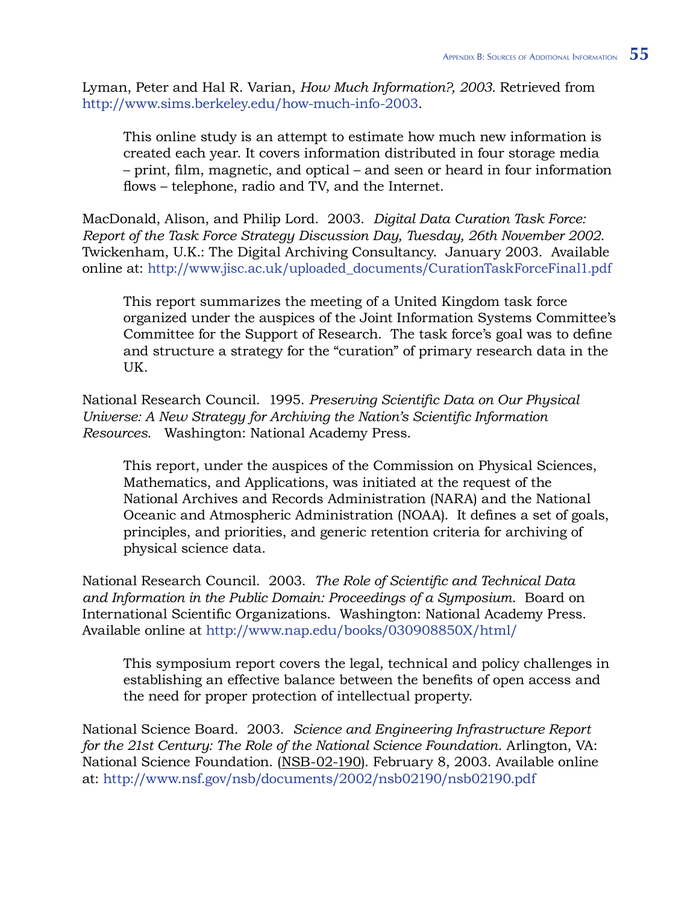Lyman, Peter and Hal R. Varian, *How Much Information?, 2003.* Retrieved from http://www.sims.berkeley.edu/how-much-info-2003.

> This online study is an attempt to estimate how much new information is created each year. It covers information distributed in four storage media – print, film, magnetic, and optical – and seen or heard in four information flows – telephone, radio and TV, and the Internet.

MacDonald, Alison, and Philip Lord. 2003. *Digital Data Curation Task Force: Report of the Task Force Strategy Discussion Day, Tuesday, 26th November 2002*. Twickenham, U.K.: The Digital Archiving Consultancy. January 2003. Available online at: http://www.jisc.ac.uk/uploaded_documents/CurationTaskForceFinal1.pdf

> This report summarizes the meeting of a United Kingdom task force organized under the auspices of the Joint Information Systems Committee's Committee for the Support of Research. The task force's goal was to define and structure a strategy for the "curation" of primary research data in the UK.

National Research Council. 1995. *Preserving Scientific Data on Our Physical Universe: A New Strategy for Archiving the Nation's Scientific Information Resources*. Washington: National Academy Press.

> This report, under the auspices of the Commission on Physical Sciences, Mathematics, and Applications, was initiated at the request of the National Archives and Records Administration (NARA) and the National Oceanic and Atmospheric Administration (NOAA). It defines a set of goals, principles, and priorities, and generic retention criteria for archiving of physical science data.

National Research Council. 2003. *The Role of Scientific and Technical Data and Information in the Public Domain: Proceedings of a Symposium*. Board on International Scientific Organizations. Washington: National Academy Press. Available online at http://www.nap.edu/books/030908850X/html/

> This symposium report covers the legal, technical and policy challenges in establishing an effective balance between the benefits of open access and the need for proper protection of intellectual property.

National Science Board. 2003. *Science and Engineering Infrastructure Report for the 21st Century: The Role of the National Science Foundation*. Arlington, VA: National Science Foundation. (NSB-02-190). February 8, 2003. Available online at: http://www.nsf.gov/nsb/documents/2002/nsb02190/nsb02190.pdf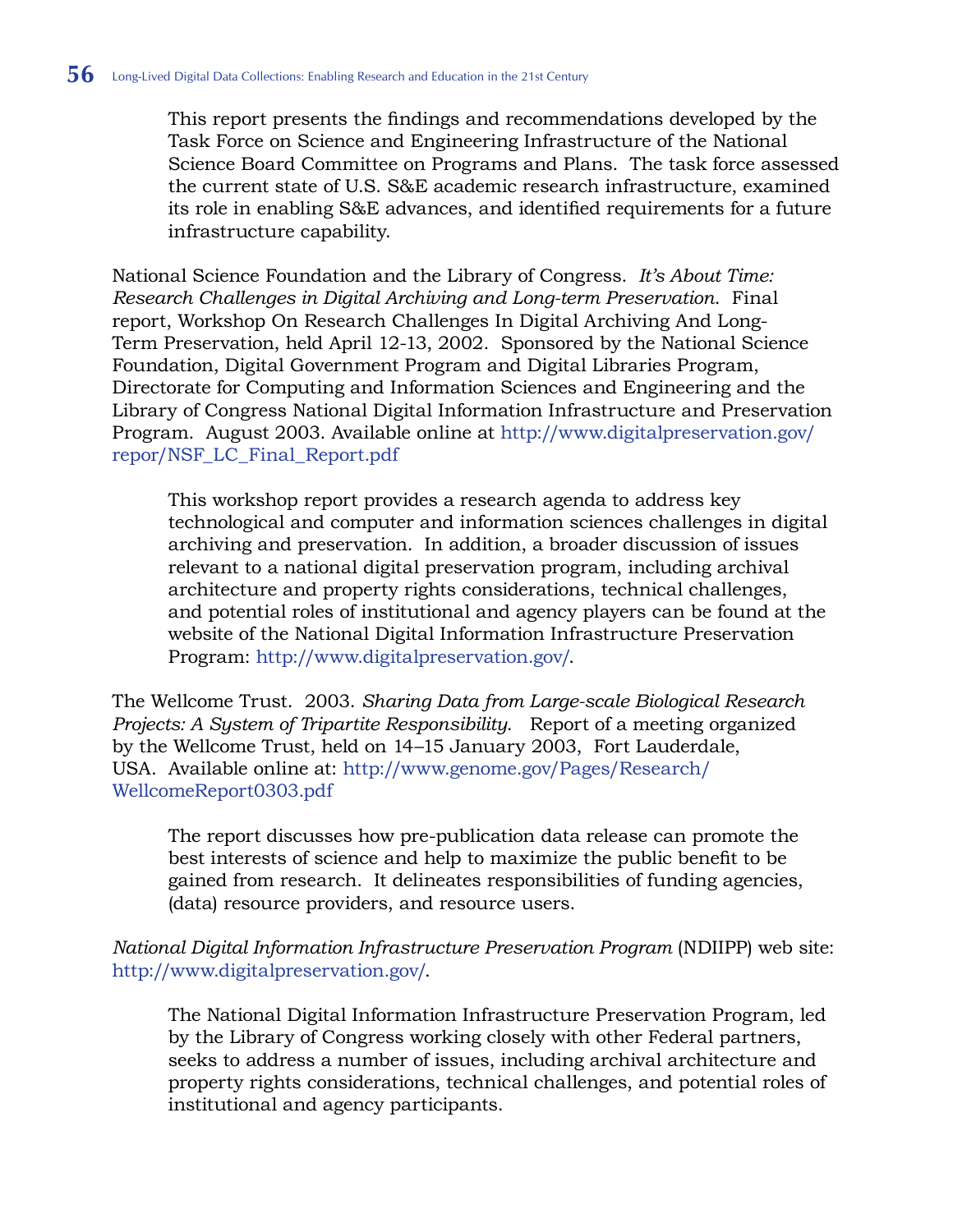This report presents the findings and recommendations developed by the Task Force on Science and Engineering Infrastructure of the National Science Board Committee on Programs and Plans. The task force assessed the current state of U.S. S&E academic research infrastructure, examined its role in enabling S&E advances, and identified requirements for a future infrastructure capability.

National Science Foundation and the Library of Congress. *It's About Time: Research Challenges in Digital Archiving and Long-term Preservation*. Final report, Workshop On Research Challenges In Digital Archiving And Long-Term Preservation, held April 12-13, 2002. Sponsored by the National Science Foundation, Digital Government Program and Digital Libraries Program, Directorate for Computing and Information Sciences and Engineering and the Library of Congress National Digital Information Infrastructure and Preservation Program. August 2003. Available online at http://www.digitalpreservation.gov/repor/NSF_LC_Final_Report.pdf

> This workshop report provides a research agenda to address key technological and computer and information sciences challenges in digital archiving and preservation. In addition, a broader discussion of issues relevant to a national digital preservation program, including archival architecture and property rights considerations, technical challenges, and potential roles of institutional and agency players can be found at the website of the National Digital Information Infrastructure Preservation Program: http://www.digitalpreservation.gov/.

The Wellcome Trust. 2003. *Sharing Data from Large-scale Biological Research Projects: A System of Tripartite Responsibility*. Report of a meeting organized by the Wellcome Trust, held on 14–15 January 2003, Fort Lauderdale, USA. Available online at: http://www.genome.gov/Pages/Research/WellcomeReport0303.pdf

> The report discusses how pre-publication data release can promote the best interests of science and help to maximize the public benefit to be gained from research. It delineates responsibilities of funding agencies, (data) resource providers, and resource users.

*National Digital Information Infrastructure Preservation Program* (NDIIPP) web site: http://www.digitalpreservation.gov/.

> The National Digital Information Infrastructure Preservation Program, led by the Library of Congress working closely with other Federal partners, seeks to address a number of issues, including archival architecture and property rights considerations, technical challenges, and potential roles of institutional and agency participants.